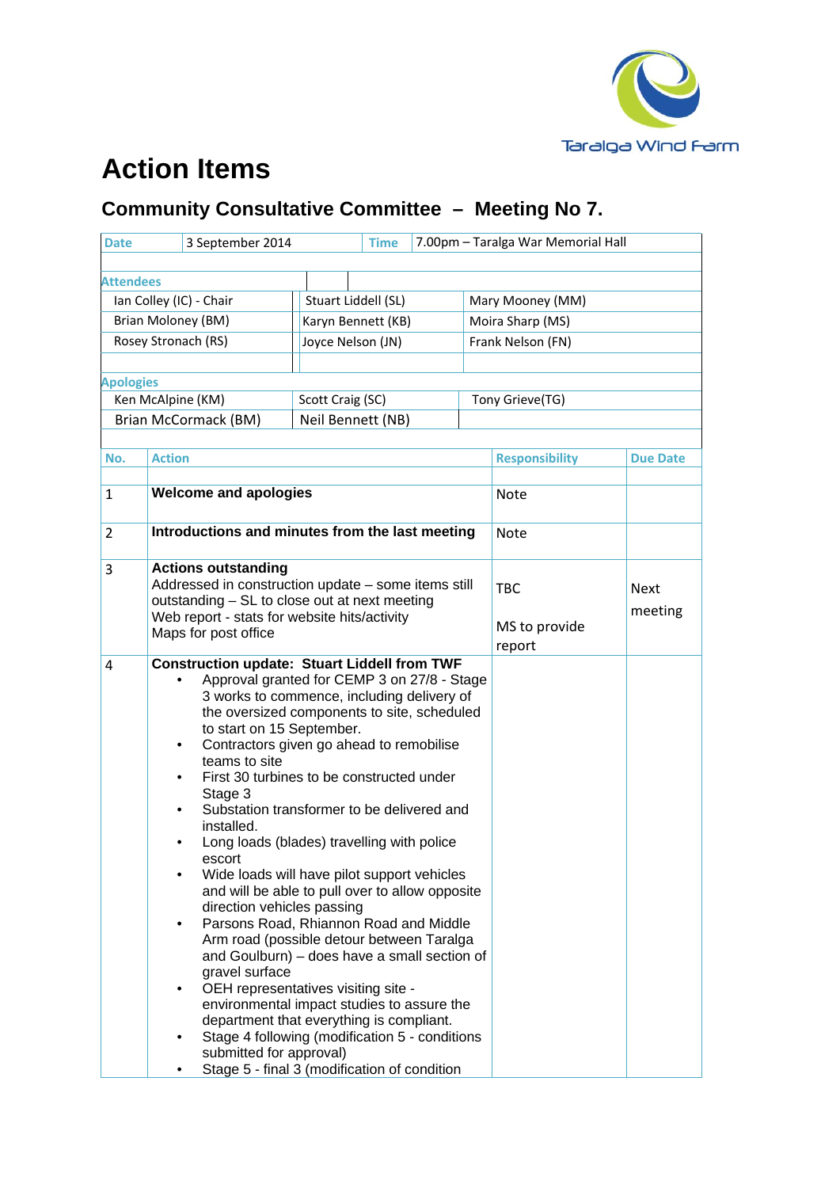Taralga Wind Farm

# Action Items

## Community Consultative Committee – Meeting No 7.

| Date | 3 September 2014 | Time | 7.00pm – Taralga War Memorial Hall |
|---|---|---|---|

**Attendees**

| | | |
|---|---|---|
| Ian Colley (IC) - Chair | Stuart Liddell (SL) | Mary Mooney (MM) |
| Brian Moloney (BM) | Karyn Bennett (KB) | Moira Sharp (MS) |
| Rosey Stronach (RS) | Joyce Nelson (JN) | Frank Nelson (FN) |

**Apologies**

| | | |
|---|---|---|
| Ken McAlpine (KM) | Scott Craig (SC) | Tony Grieve(TG) |
| Brian McCormack (BM) | Neil Bennett (NB) | |

| No. | Action | Responsibility | Due Date |
|---|---|---|---|
| 1 | **Welcome and apologies** | Note | |
| 2 | **Introductions and minutes from the last meeting** | Note | |
| 3 | **Actions outstanding**<br>Addressed in construction update – some items still outstanding – SL to close out at next meeting<br>Web report - stats for website hits/activity<br>Maps for post office | TBC<br><br>MS to provide report | Next meeting |
| 4 | **Construction update: Stuart Liddell from TWF**<br>• Approval granted for CEMP 3 on 27/8 - Stage 3 works to commence, including delivery of the oversized components to site, scheduled to start on 15 September.<br>• Contractors given go ahead to remobilise teams to site<br>• First 30 turbines to be constructed under Stage 3<br>• Substation transformer to be delivered and installed.<br>• Long loads (blades) travelling with police escort<br>• Wide loads will have pilot support vehicles and will be able to pull over to allow opposite direction vehicles passing<br>• Parsons Road, Rhiannon Road and Middle Arm road (possible detour between Taralga and Goulburn) – does have a small section of gravel surface<br>• OEH representatives visiting site - environmental impact studies to assure the department that everything is compliant.<br>• Stage 4 following (modification 5 - conditions submitted for approval)<br>• Stage 5 - final 3 (modification of condition | | |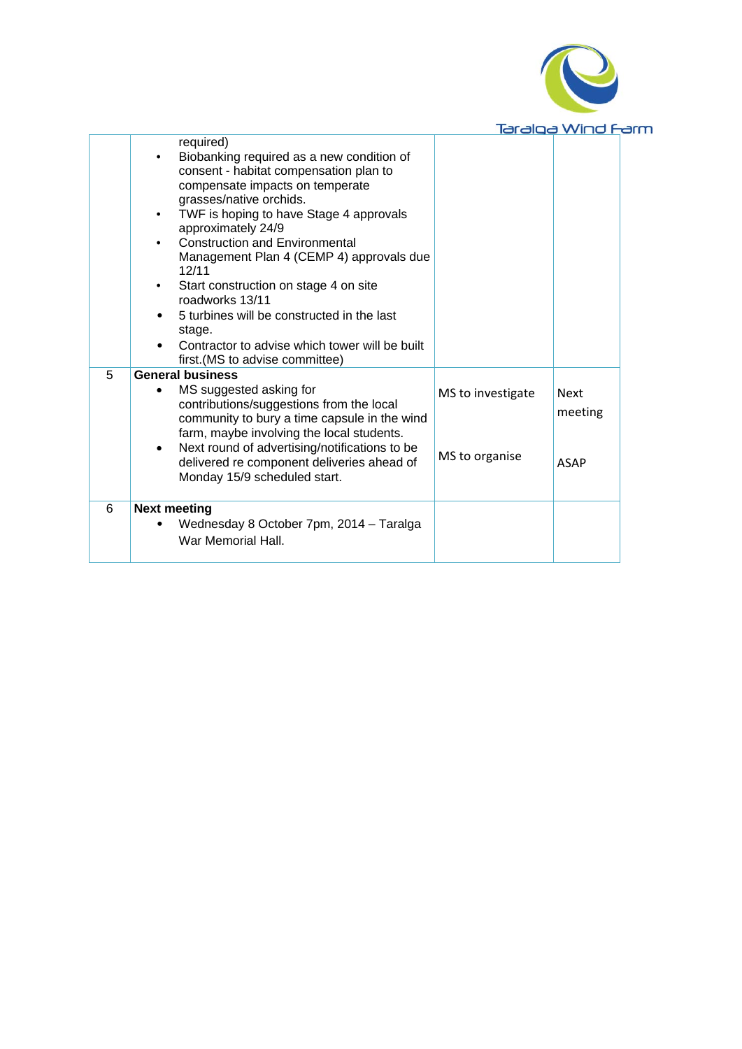| | | | |
|---|---|---|---|
| | required)<br>• Biobanking required as a new condition of consent - habitat compensation plan to compensate impacts on temperate grasses/native orchids.<br>• TWF is hoping to have Stage 4 approvals approximately 24/9<br>• Construction and Environmental Management Plan 4 (CEMP 4) approvals due 12/11<br>• Start construction on stage 4 on site roadworks 13/11<br>• 5 turbines will be constructed in the last stage.<br>• Contractor to advise which tower will be built first.(MS to advise committee) | | |
| 5 | **General business**<br>• MS suggested asking for contributions/suggestions from the local community to bury a time capsule in the wind farm, maybe involving the local students.<br>• Next round of advertising/notifications to be delivered re component deliveries ahead of Monday 15/9 scheduled start. | MS to investigate<br><br>MS to organise | Next meeting<br><br>ASAP |
| 6 | **Next meeting**<br>• Wednesday 8 October 7pm, 2014 – Taralga War Memorial Hall. | | |